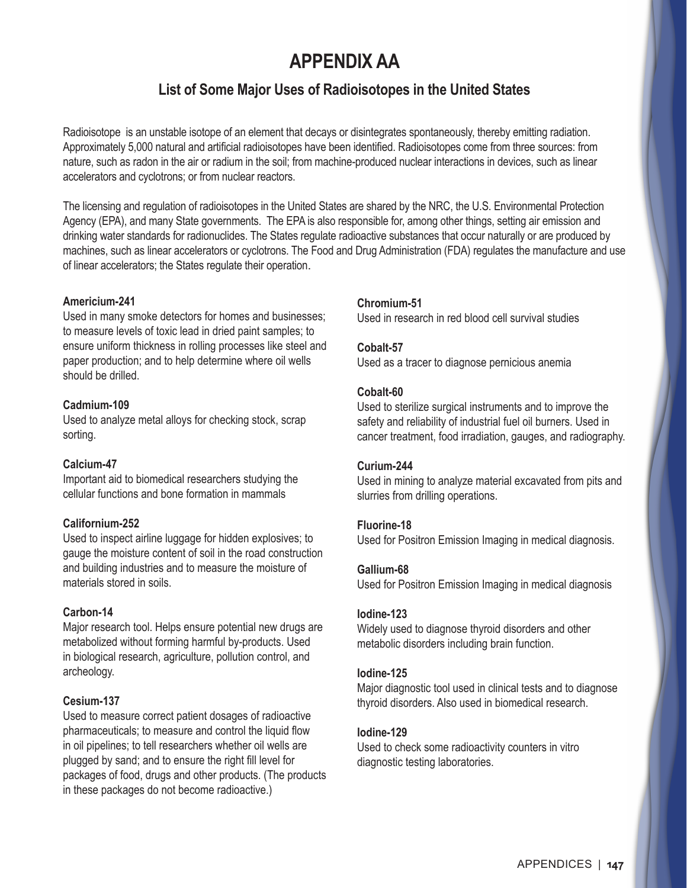# APPENDIX AA

## List of Some Major Uses of Radioisotopes in the United States

Radioisotope is an unstable isotope of an element that decays or disintegrates spontaneously, thereby emitting radiation. Approximately 5,000 natural and artificial radioisotopes have been identified. Radioisotopes come from three sources: from nature, such as radon in the air or radium in the soil; from machine-produced nuclear interactions in devices, such as linear accelerators and cyclotrons; or from nuclear reactors.

The licensing and regulation of radioisotopes in the United States are shared by the NRC, the U.S. Environmental Protection Agency (EPA), and many State governments. The EPA is also responsible for, among other things, setting air emission and drinking water standards for radionuclides. The States regulate radioactive substances that occur naturally or are produced by machines, such as linear accelerators or cyclotrons. The Food and Drug Administration (FDA) regulates the manufacture and use of linear accelerators; the States regulate their operation.

**Americium-241**
Used in many smoke detectors for homes and businesses; to measure levels of toxic lead in dried paint samples; to ensure uniform thickness in rolling processes like steel and paper production; and to help determine where oil wells should be drilled.

**Cadmium-109**
Used to analyze metal alloys for checking stock, scrap sorting.

**Calcium-47**
Important aid to biomedical researchers studying the cellular functions and bone formation in mammals

**Californium-252**
Used to inspect airline luggage for hidden explosives; to gauge the moisture content of soil in the road construction and building industries and to measure the moisture of materials stored in soils.

**Carbon-14**
Major research tool. Helps ensure potential new drugs are metabolized without forming harmful by-products. Used in biological research, agriculture, pollution control, and archeology.

**Cesium-137**
Used to measure correct patient dosages of radioactive pharmaceuticals; to measure and control the liquid flow in oil pipelines; to tell researchers whether oil wells are plugged by sand; and to ensure the right fill level for packages of food, drugs and other products. (The products in these packages do not become radioactive.)

**Chromium-51**
Used in research in red blood cell survival studies

**Cobalt-57**
Used as a tracer to diagnose pernicious anemia

**Cobalt-60**
Used to sterilize surgical instruments and to improve the safety and reliability of industrial fuel oil burners. Used in cancer treatment, food irradiation, gauges, and radiography.

**Curium-244**
Used in mining to analyze material excavated from pits and slurries from drilling operations.

**Fluorine-18**
Used for Positron Emission Imaging in medical diagnosis.

**Gallium-68**
Used for Positron Emission Imaging in medical diagnosis

**Iodine-123**
Widely used to diagnose thyroid disorders and other metabolic disorders including brain function.

**Iodine-125**
Major diagnostic tool used in clinical tests and to diagnose thyroid disorders. Also used in biomedical research.

**Iodine-129**
Used to check some radioactivity counters in vitro diagnostic testing laboratories.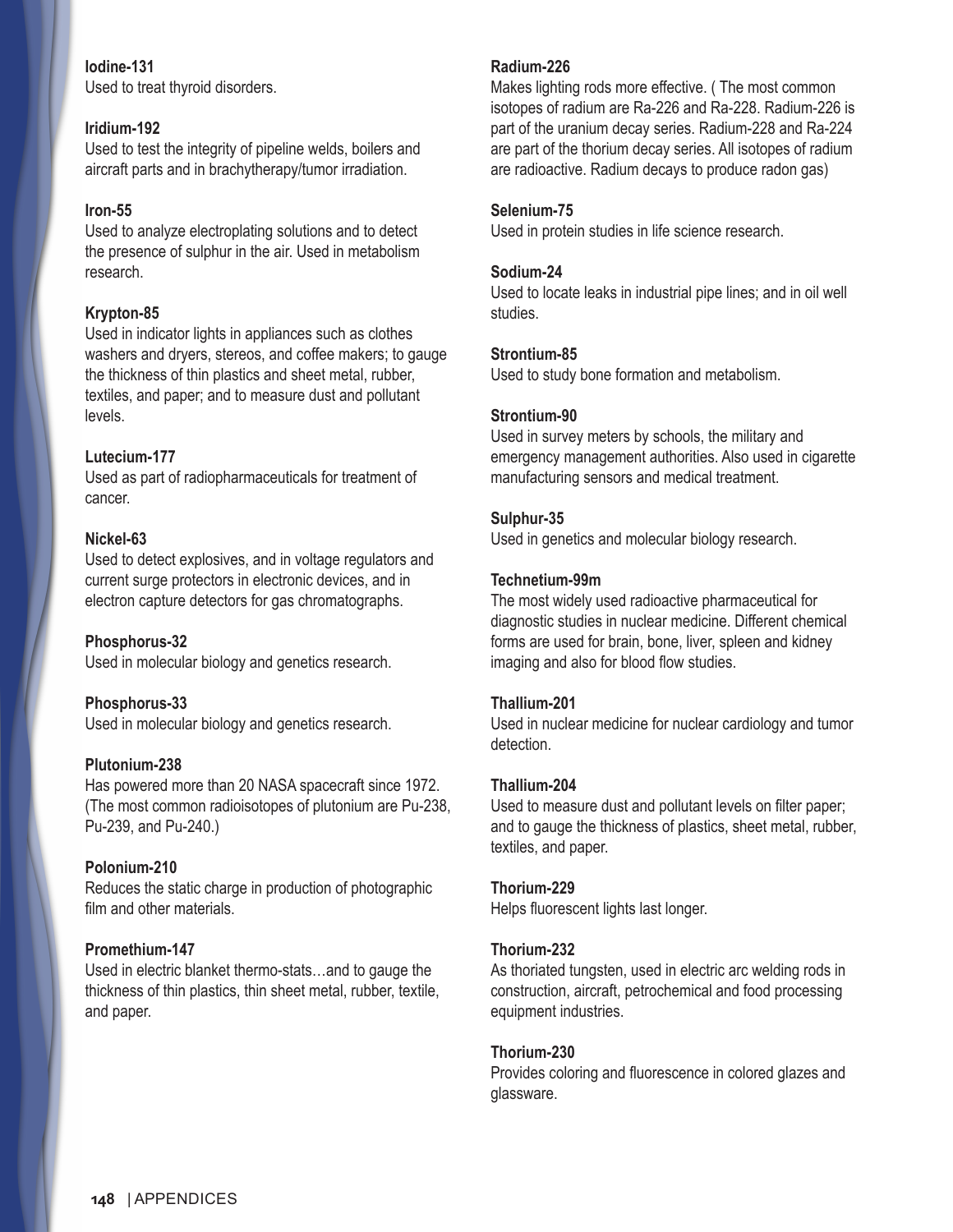**Iodine-131**
Used to treat thyroid disorders.

**Iridium-192**
Used to test the integrity of pipeline welds, boilers and aircraft parts and in brachytherapy/tumor irradiation.

**Iron-55**
Used to analyze electroplating solutions and to detect the presence of sulphur in the air. Used in metabolism research.

**Krypton-85**
Used in indicator lights in appliances such as clothes washers and dryers, stereos, and coffee makers; to gauge the thickness of thin plastics and sheet metal, rubber, textiles, and paper; and to measure dust and pollutant levels.

**Lutecium-177**
Used as part of radiopharmaceuticals for treatment of cancer.

**Nickel-63**
Used to detect explosives, and in voltage regulators and current surge protectors in electronic devices, and in electron capture detectors for gas chromatographs.

**Phosphorus-32**
Used in molecular biology and genetics research.

**Phosphorus-33**
Used in molecular biology and genetics research.

**Plutonium-238**
Has powered more than 20 NASA spacecraft since 1972. (The most common radioisotopes of plutonium are Pu-238, Pu-239, and Pu-240.)

**Polonium-210**
Reduces the static charge in production of photographic film and other materials.

**Promethium-147**
Used in electric blanket thermo-stats…and to gauge the thickness of thin plastics, thin sheet metal, rubber, textile, and paper.

**Radium-226**
Makes lighting rods more effective. ( The most common isotopes of radium are Ra-226 and Ra-228. Radium-226 is part of the uranium decay series. Radium-228 and Ra-224 are part of the thorium decay series. All isotopes of radium are radioactive. Radium decays to produce radon gas)

**Selenium-75**
Used in protein studies in life science research.

**Sodium-24**
Used to locate leaks in industrial pipe lines; and in oil well studies.

**Strontium-85**
Used to study bone formation and metabolism.

**Strontium-90**
Used in survey meters by schools, the military and emergency management authorities. Also used in cigarette manufacturing sensors and medical treatment.

**Sulphur-35**
Used in genetics and molecular biology research.

**Technetium-99m**
The most widely used radioactive pharmaceutical for diagnostic studies in nuclear medicine. Different chemical forms are used for brain, bone, liver, spleen and kidney imaging and also for blood flow studies.

**Thallium-201**
Used in nuclear medicine for nuclear cardiology and tumor detection.

**Thallium-204**
Used to measure dust and pollutant levels on filter paper; and to gauge the thickness of plastics, sheet metal, rubber, textiles, and paper.

**Thorium-229**
Helps fluorescent lights last longer.

**Thorium-232**
As thoriated tungsten, used in electric arc welding rods in construction, aircraft, petrochemical and food processing equipment industries.

**Thorium-230**
Provides coloring and fluorescence in colored glazes and glassware.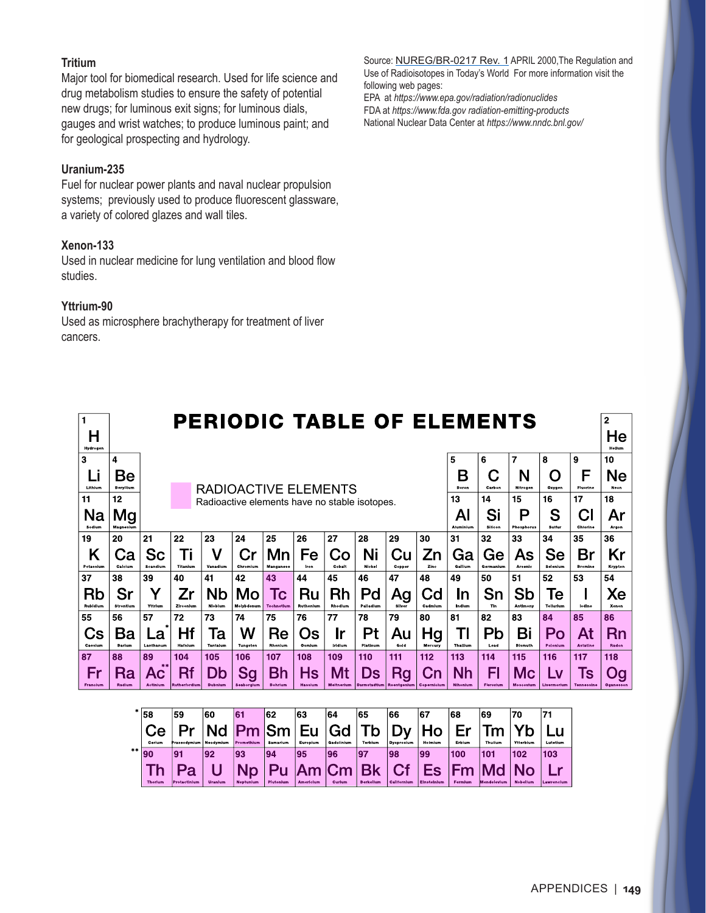**Tritium**

Major tool for biomedical research. Used for life science and drug metabolism studies to ensure the safety of potential new drugs; for luminous exit signs; for luminous dials, gauges and wrist watches; to produce luminous paint; and for geological prospecting and hydrology.

**Uranium-235**

Fuel for nuclear power plants and naval nuclear propulsion systems; previously used to produce fluorescent glassware, a variety of colored glazes and wall tiles.

**Xenon-133**

Used in nuclear medicine for lung ventilation and blood flow studies.

**Yttrium-90**

Used as microsphere brachytherapy for treatment of liver cancers.

Source: NUREG/BR-0217 Rev. 1 APRIL 2000,The Regulation and Use of Radioisotopes in Today's World For more information visit the following web pages:
EPA at *https://www.epa.gov/radiation/radionuclides*
FDA at *https://www.fda.gov radiation-emitting-products*
National Nuclear Data Center at *https://www.nndc.bnl.gov/*

## PERIODIC TABLE OF ELEMENTS

RADIOACTIVE ELEMENTS
Radioactive elements have no stable isotopes.

| | | | | | | | | | | | | | | | | | |
|---|---|---|---|---|---|---|---|---|---|---|---|---|---|---|---|---|---|
| 1 H Hydrogen | | | | | | | | | | | | | | | | | 2 He Helium |
| 3 Li Lithium | 4 Be Beryllium | | | | | | | | | | | 5 B Boron | 6 C Carbon | 7 N Nitrogen | 8 O Oxygen | 9 F Fluorine | 10 Ne Neon |
| 11 Na Sodium | 12 Mg Magnesium | | | | | | | | | | | 13 Al Aluminium | 14 Si Silicon | 15 P Phosphorus | 16 S Sulfur | 17 Cl Chlorine | 18 Ar Argon |
| 19 K Potassium | 20 Ca Calcium | 21 Sc Scandium | 22 Ti Titanium | 23 V Vanadium | 24 Cr Chromium | 25 Mn Manganese | 26 Fe Iron | 27 Co Cobalt | 28 Ni Nickel | 29 Cu Copper | 30 Zn Zinc | 31 Ga Gallium | 32 Ge Germanium | 33 As Arsenic | 34 Se Selenium | 35 Br Bromine | 36 Kr Krypton |
| 37 Rb Rubidium | 38 Sr Strontium | 39 Y Yttrium | 40 Zr Zirconium | 41 Nb Niobium | 42 Mo Molybdenum | 43 Tc Technetium | 44 Ru Ruthenium | 45 Rh Rhodium | 46 Pd Palladium | 47 Ag Silver | 48 Cd Cadmium | 49 In Indium | 50 Sn Tin | 51 Sb Antimony | 52 Te Tellurium | 53 I Iodine | 54 Xe Xenon |
| 55 Cs Caesium | 56 Ba Barium | 57 La* Lanthanum | 72 Hf Hafnium | 73 Ta Tantalum | 74 W Tungsten | 75 Re Rhenium | 76 Os Osmium | 77 Ir Iridium | 78 Pt Platinum | 79 Au Gold | 80 Hg Mercury | 81 Tl Thallium | 82 Pb Lead | 83 Bi Bismuth | 84 Po Polonium | 85 At Astatine | 86 Rn Radon |
| 87 Fr Francium | 88 Ra Radium | 89 Ac** Actinium | 104 Rf Rutherfordium | 105 Db Dubnium | 106 Sg Seaborgium | 107 Bh Bohrium | 108 Hs Hassium | 109 Mt Meitnerium | 110 Ds Darmstadtium | 111 Rg Roentgenium | 112 Cn Copernicium | 113 Nh Nihonium | 114 Fl Flerovium | 115 Mc Moscovium | 116 Lv Livermorium | 117 Ts Tennessine | 118 Og Oganesson |

| | | | | | | | | | | | | | | |
|---|---|---|---|---|---|---|---|---|---|---|---|---|---|---|
| * | 58 Ce Cerium | 59 Pr Praseodymium | 60 Nd Neodymium | 61 Pm Promethium | 62 Sm Samarium | 63 Eu Europium | 64 Gd Gadolinium | 65 Tb Terbium | 66 Dy Dysprosium | 67 Ho Holmium | 68 Er Erbium | 69 Tm Thulium | 70 Yb Ytterbium | 71 Lu Lutetium |
| ** | 90 Th Thorium | 91 Pa Protactinium | 92 U Uranium | 93 Np Neptunium | 94 Pu Plutonium | 95 Am Americium | 96 Cm Curium | 97 Bk Berkelium | 98 Cf Californium | 99 Es Einsteinium | 100 Fm Fermium | 101 Md Mendelevium | 102 No Nobelium | 103 Lr Lawrencium |